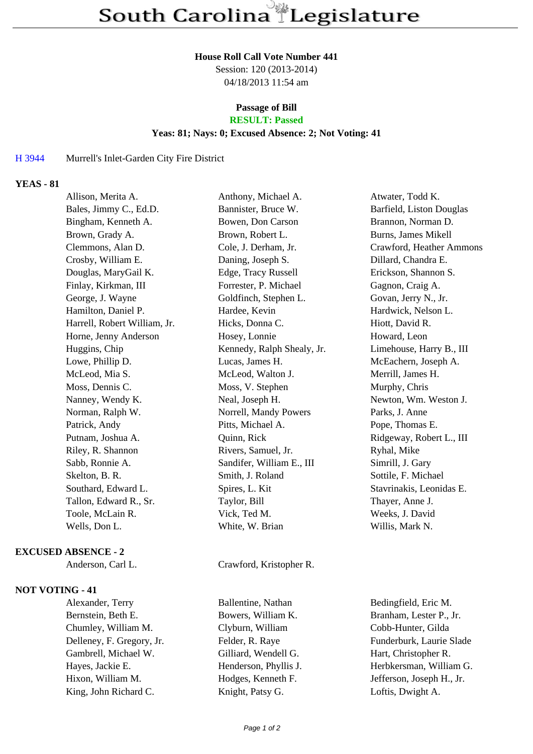# South Carolina Legislature

**House Roll Call Vote Number 441**
Session: 120 (2013-2014)
04/18/2013 11:54 am

**Passage of Bill**
**RESULT: Passed**
**Yeas: 81; Nays: 0; Excused Absence: 2; Not Voting: 41**

H 3944 Murrell's Inlet-Garden City Fire District

**YEAS - 81**

| | | |
|---|---|---|
| Allison, Merita A. | Anthony, Michael A. | Atwater, Todd K. |
| Bales, Jimmy C., Ed.D. | Bannister, Bruce W. | Barfield, Liston Douglas |
| Bingham, Kenneth A. | Bowen, Don Carson | Brannon, Norman D. |
| Brown, Grady A. | Brown, Robert L. | Burns, James Mikell |
| Clemmons, Alan D. | Cole, J. Derham, Jr. | Crawford, Heather Ammons |
| Crosby, William E. | Daning, Joseph S. | Dillard, Chandra E. |
| Douglas, MaryGail K. | Edge, Tracy Russell | Erickson, Shannon S. |
| Finlay, Kirkman, III | Forrester, P. Michael | Gagnon, Craig A. |
| George, J. Wayne | Goldfinch, Stephen L. | Govan, Jerry N., Jr. |
| Hamilton, Daniel P. | Hardee, Kevin | Hardwick, Nelson L. |
| Harrell, Robert William, Jr. | Hicks, Donna C. | Hiott, David R. |
| Horne, Jenny Anderson | Hosey, Lonnie | Howard, Leon |
| Huggins, Chip | Kennedy, Ralph Shealy, Jr. | Limehouse, Harry B., III |
| Lowe, Phillip D. | Lucas, James H. | McEachern, Joseph A. |
| McLeod, Mia S. | McLeod, Walton J. | Merrill, James H. |
| Moss, Dennis C. | Moss, V. Stephen | Murphy, Chris |
| Nanney, Wendy K. | Neal, Joseph H. | Newton, Wm. Weston J. |
| Norman, Ralph W. | Norrell, Mandy Powers | Parks, J. Anne |
| Patrick, Andy | Pitts, Michael A. | Pope, Thomas E. |
| Putnam, Joshua A. | Quinn, Rick | Ridgeway, Robert L., III |
| Riley, R. Shannon | Rivers, Samuel, Jr. | Ryhal, Mike |
| Sabb, Ronnie A. | Sandifer, William E., III | Simrill, J. Gary |
| Skelton, B. R. | Smith, J. Roland | Sottile, F. Michael |
| Southard, Edward L. | Spires, L. Kit | Stavrinakis, Leonidas E. |
| Tallon, Edward R., Sr. | Taylor, Bill | Thayer, Anne J. |
| Toole, McLain R. | Vick, Ted M. | Weeks, J. David |
| Wells, Don L. | White, W. Brian | Willis, Mark N. |

**EXCUSED ABSENCE - 2**

| | |
|---|---|
| Anderson, Carl L. | Crawford, Kristopher R. |

**NOT VOTING - 41**

| | | |
|---|---|---|
| Alexander, Terry | Ballentine, Nathan | Bedingfield, Eric M. |
| Bernstein, Beth E. | Bowers, William K. | Branham, Lester P., Jr. |
| Chumley, William M. | Clyburn, William | Cobb-Hunter, Gilda |
| Delleney, F. Gregory, Jr. | Felder, R. Raye | Funderburk, Laurie Slade |
| Gambrell, Michael W. | Gilliard, Wendell G. | Hart, Christopher R. |
| Hayes, Jackie E. | Henderson, Phyllis J. | Herbkersman, William G. |
| Hixon, William M. | Hodges, Kenneth F. | Jefferson, Joseph H., Jr. |
| King, John Richard C. | Knight, Patsy G. | Loftis, Dwight A. |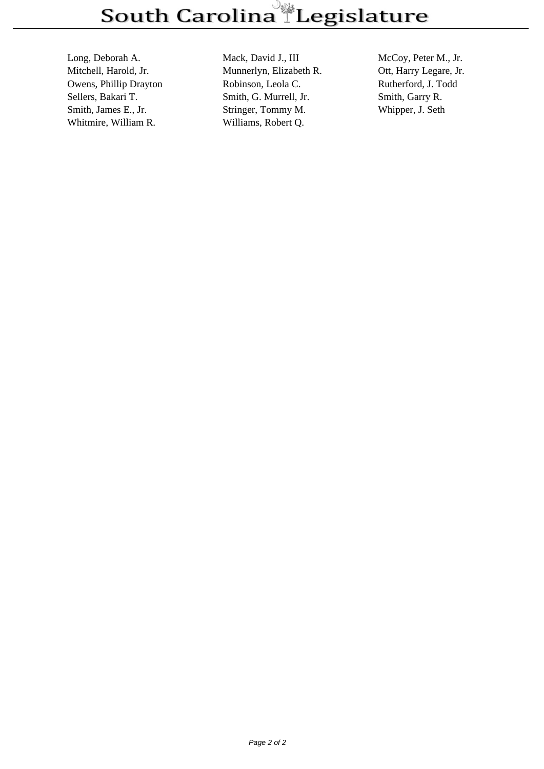Long, Deborah A.
Mack, David J., III
McCoy, Peter M., Jr.
Mitchell, Harold, Jr.
Munnerlyn, Elizabeth R.
Ott, Harry Legare, Jr.
Owens, Phillip Drayton
Robinson, Leola C.
Rutherford, J. Todd
Sellers, Bakari T.
Smith, G. Murrell, Jr.
Smith, Garry R.
Smith, James E., Jr.
Stringer, Tommy M.
Whipper, J. Seth
Whitmire, William R.
Williams, Robert Q.